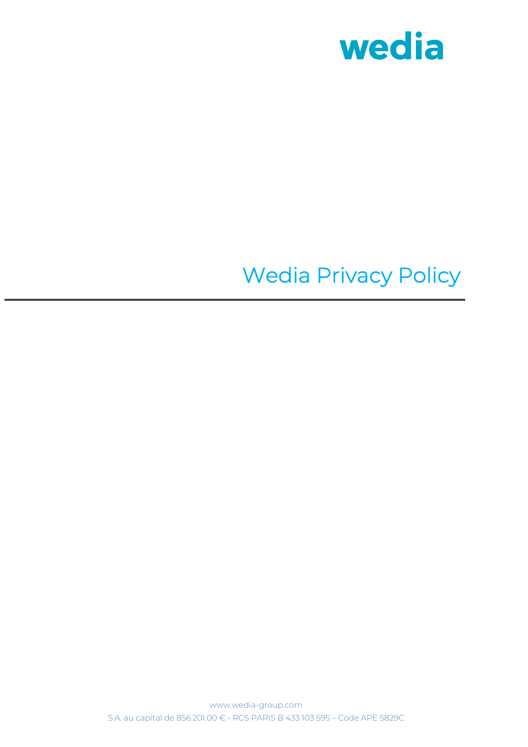wedia

# Wedia Privacy Policy

www.wedia-group.com

S.A. au capital de 856.201.00 € - RCS PARIS B 433 103 595 – Code APE 5829C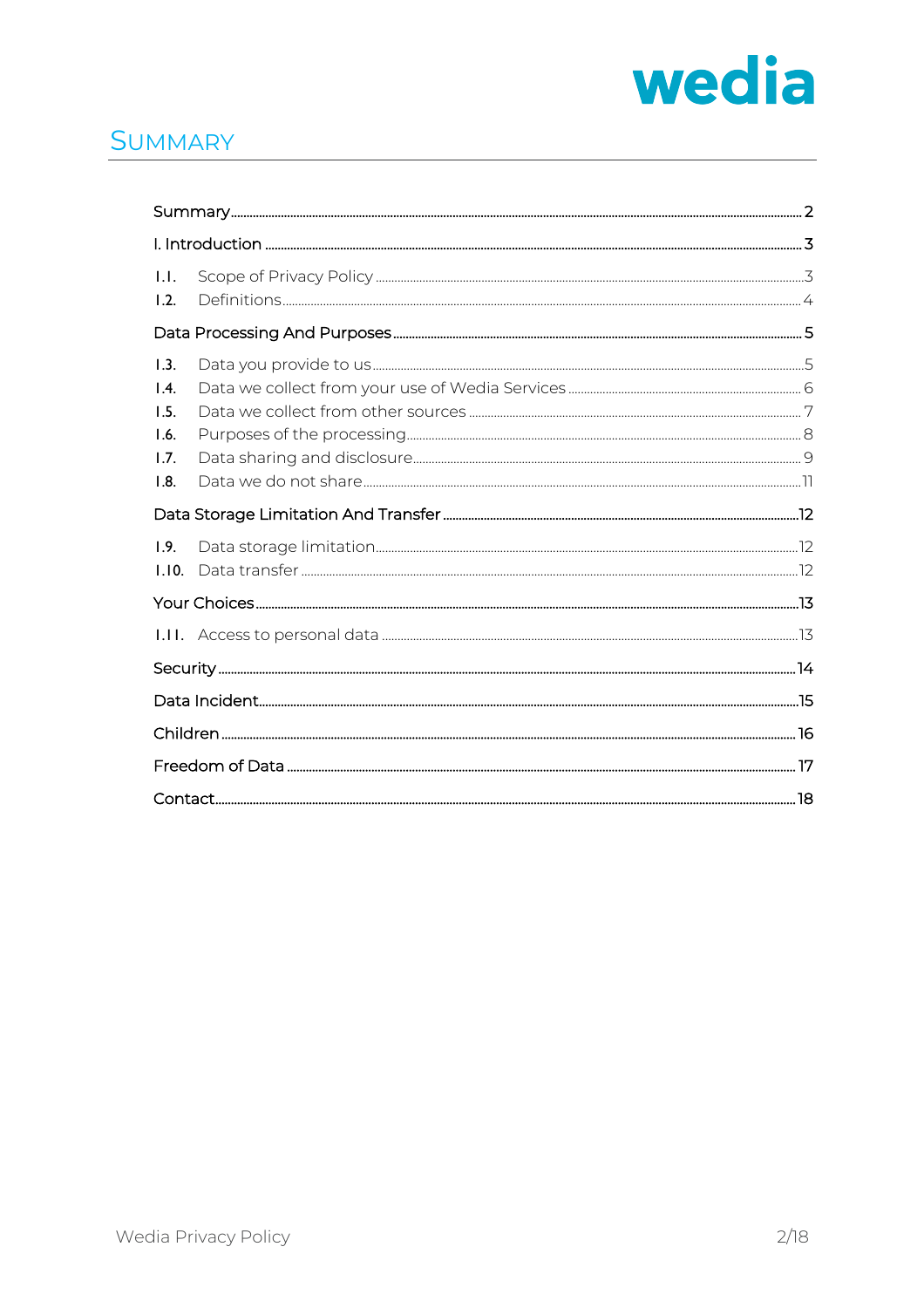# Summary

Summary ..... 2

I. Introduction ..... 3

- 1.1. Scope of Privacy Policy ..... 3
- 1.2. Definitions ..... 4

Data Processing And Purposes ..... 5

- 1.3. Data you provide to us ..... 5
- 1.4. Data we collect from your use of Wedia Services ..... 6
- 1.5. Data we collect from other sources ..... 7
- 1.6. Purposes of the processing ..... 8
- 1.7. Data sharing and disclosure ..... 9
- 1.8. Data we do not share ..... 11

Data Storage Limitation And Transfer ..... 12

- 1.9. Data storage limitation ..... 12
- 1.10. Data transfer ..... 12

Your Choices ..... 13

- 1.11. Access to personal data ..... 13

Security ..... 14

Data Incident ..... 15

Children ..... 16

Freedom of Data ..... 17

Contact ..... 18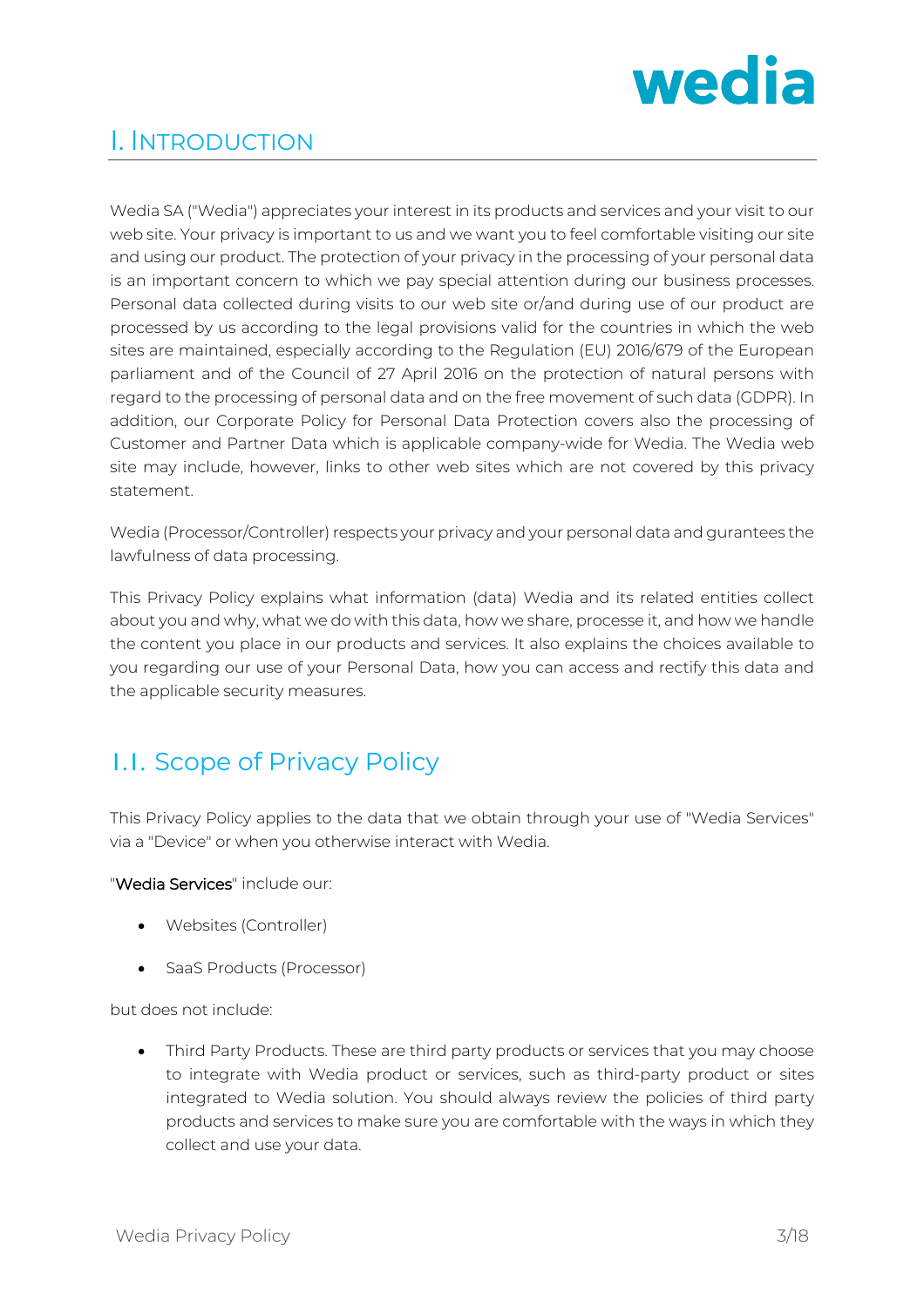# I. Introduction

Wedia SA ("Wedia") appreciates your interest in its products and services and your visit to our web site. Your privacy is important to us and we want you to feel comfortable visiting our site and using our product. The protection of your privacy in the processing of your personal data is an important concern to which we pay special attention during our business processes. Personal data collected during visits to our web site or/and during use of our product are processed by us according to the legal provisions valid for the countries in which the web sites are maintained, especially according to the Regulation (EU) 2016/679 of the European parliament and of the Council of 27 April 2016 on the protection of natural persons with regard to the processing of personal data and on the free movement of such data (GDPR). In addition, our Corporate Policy for Personal Data Protection covers also the processing of Customer and Partner Data which is applicable company-wide for Wedia. The Wedia web site may include, however, links to other web sites which are not covered by this privacy statement.

Wedia (Processor/Controller) respects your privacy and your personal data and gurantees the lawfulness of data processing.

This Privacy Policy explains what information (data) Wedia and its related entities collect about you and why, what we do with this data, how we share, processe it, and how we handle the content you place in our products and services. It also explains the choices available to you regarding our use of your Personal Data, how you can access and rectify this data and the applicable security measures.

## I.I. Scope of Privacy Policy

This Privacy Policy applies to the data that we obtain through your use of "Wedia Services" via a "Device" or when you otherwise interact with Wedia.

"**Wedia Services**" include our:

- Websites (Controller)
- SaaS Products (Processor)

but does not include:

- Third Party Products. These are third party products or services that you may choose to integrate with Wedia product or services, such as third-party product or sites integrated to Wedia solution. You should always review the policies of third party products and services to make sure you are comfortable with the ways in which they collect and use your data.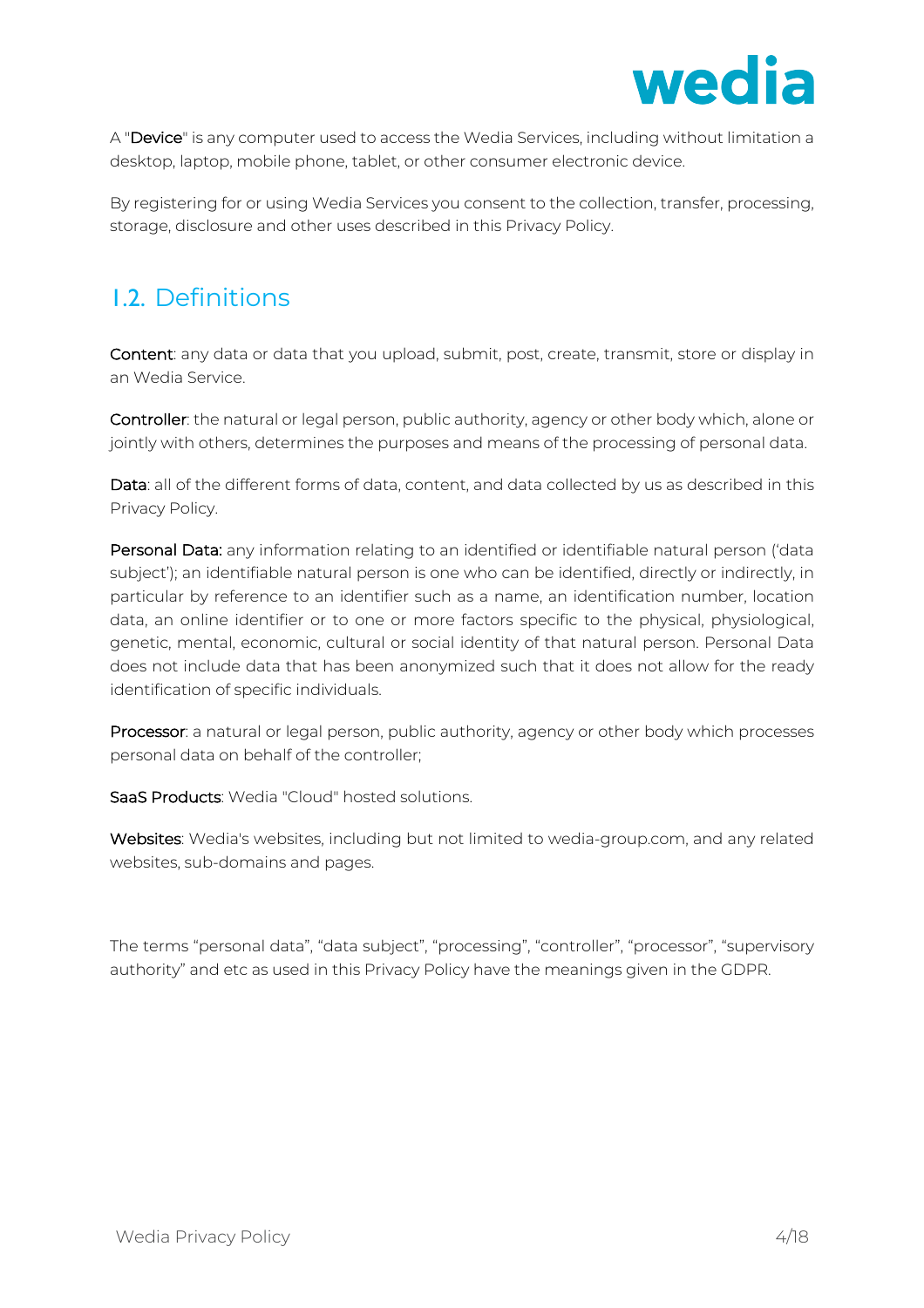A "**Device**" is any computer used to access the Wedia Services, including without limitation a desktop, laptop, mobile phone, tablet, or other consumer electronic device.

By registering for or using Wedia Services you consent to the collection, transfer, processing, storage, disclosure and other uses described in this Privacy Policy.

## 1.2. Definitions

**Content**: any data or data that you upload, submit, post, create, transmit, store or display in an Wedia Service.

**Controller**: the natural or legal person, public authority, agency or other body which, alone or jointly with others, determines the purposes and means of the processing of personal data.

**Data**: all of the different forms of data, content, and data collected by us as described in this Privacy Policy.

**Personal Data:** any information relating to an identified or identifiable natural person ('data subject'); an identifiable natural person is one who can be identified, directly or indirectly, in particular by reference to an identifier such as a name, an identification number, location data, an online identifier or to one or more factors specific to the physical, physiological, genetic, mental, economic, cultural or social identity of that natural person. Personal Data does not include data that has been anonymized such that it does not allow for the ready identification of specific individuals.

**Processor**: a natural or legal person, public authority, agency or other body which processes personal data on behalf of the controller;

**SaaS Products**: Wedia "Cloud" hosted solutions.

**Websites**: Wedia's websites, including but not limited to wedia-group.com, and any related websites, sub-domains and pages.

The terms "personal data", "data subject", "processing", "controller", "processor", "supervisory authority" and etc as used in this Privacy Policy have the meanings given in the GDPR.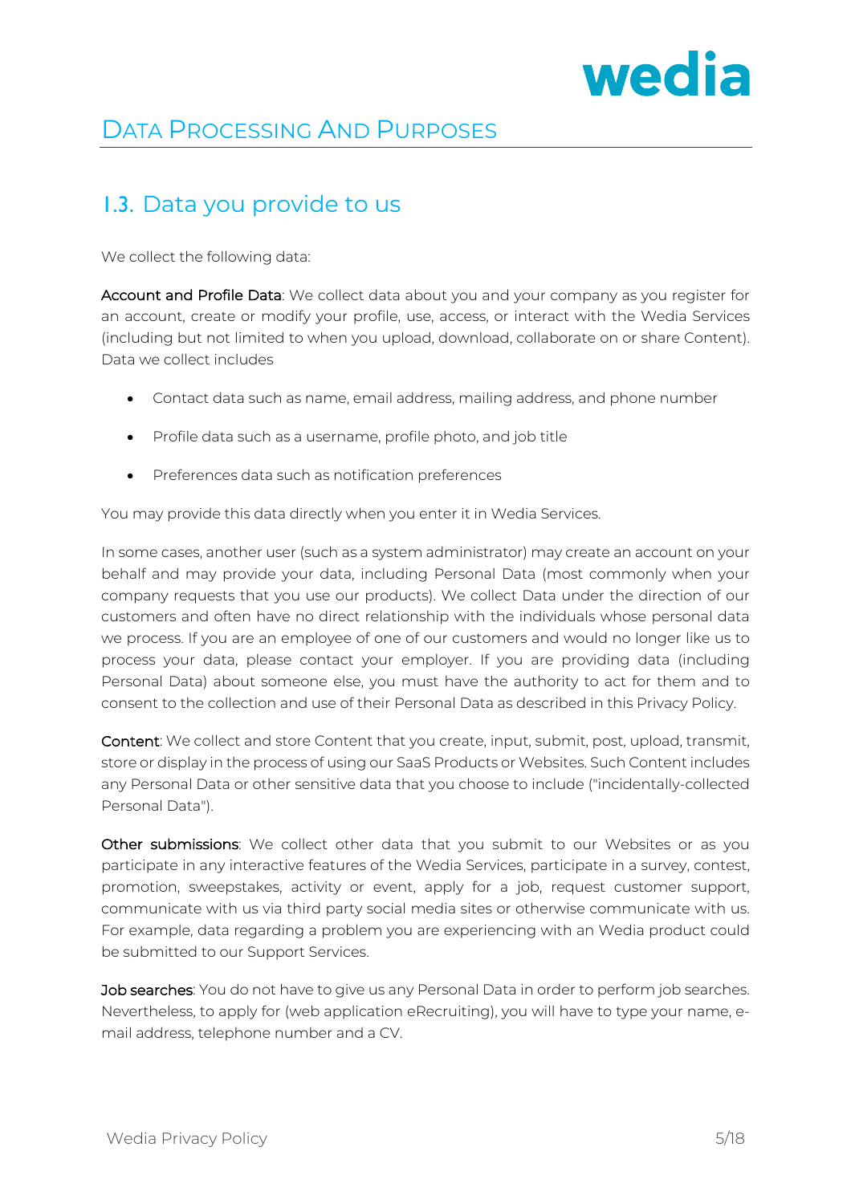# Data Processing And Purposes

## 1.3. Data you provide to us

We collect the following data:

**Account and Profile Data**: We collect data about you and your company as you register for an account, create or modify your profile, use, access, or interact with the Wedia Services (including but not limited to when you upload, download, collaborate on or share Content). Data we collect includes

- Contact data such as name, email address, mailing address, and phone number
- Profile data such as a username, profile photo, and job title
- Preferences data such as notification preferences

You may provide this data directly when you enter it in Wedia Services.

In some cases, another user (such as a system administrator) may create an account on your behalf and may provide your data, including Personal Data (most commonly when your company requests that you use our products). We collect Data under the direction of our customers and often have no direct relationship with the individuals whose personal data we process. If you are an employee of one of our customers and would no longer like us to process your data, please contact your employer. If you are providing data (including Personal Data) about someone else, you must have the authority to act for them and to consent to the collection and use of their Personal Data as described in this Privacy Policy.

**Content**: We collect and store Content that you create, input, submit, post, upload, transmit, store or display in the process of using our SaaS Products or Websites. Such Content includes any Personal Data or other sensitive data that you choose to include ("incidentally-collected Personal Data").

**Other submissions**: We collect other data that you submit to our Websites or as you participate in any interactive features of the Wedia Services, participate in a survey, contest, promotion, sweepstakes, activity or event, apply for a job, request customer support, communicate with us via third party social media sites or otherwise communicate with us. For example, data regarding a problem you are experiencing with an Wedia product could be submitted to our Support Services.

**Job searches**: You do not have to give us any Personal Data in order to perform job searches. Nevertheless, to apply for (web application eRecruiting), you will have to type your name, e-mail address, telephone number and a CV.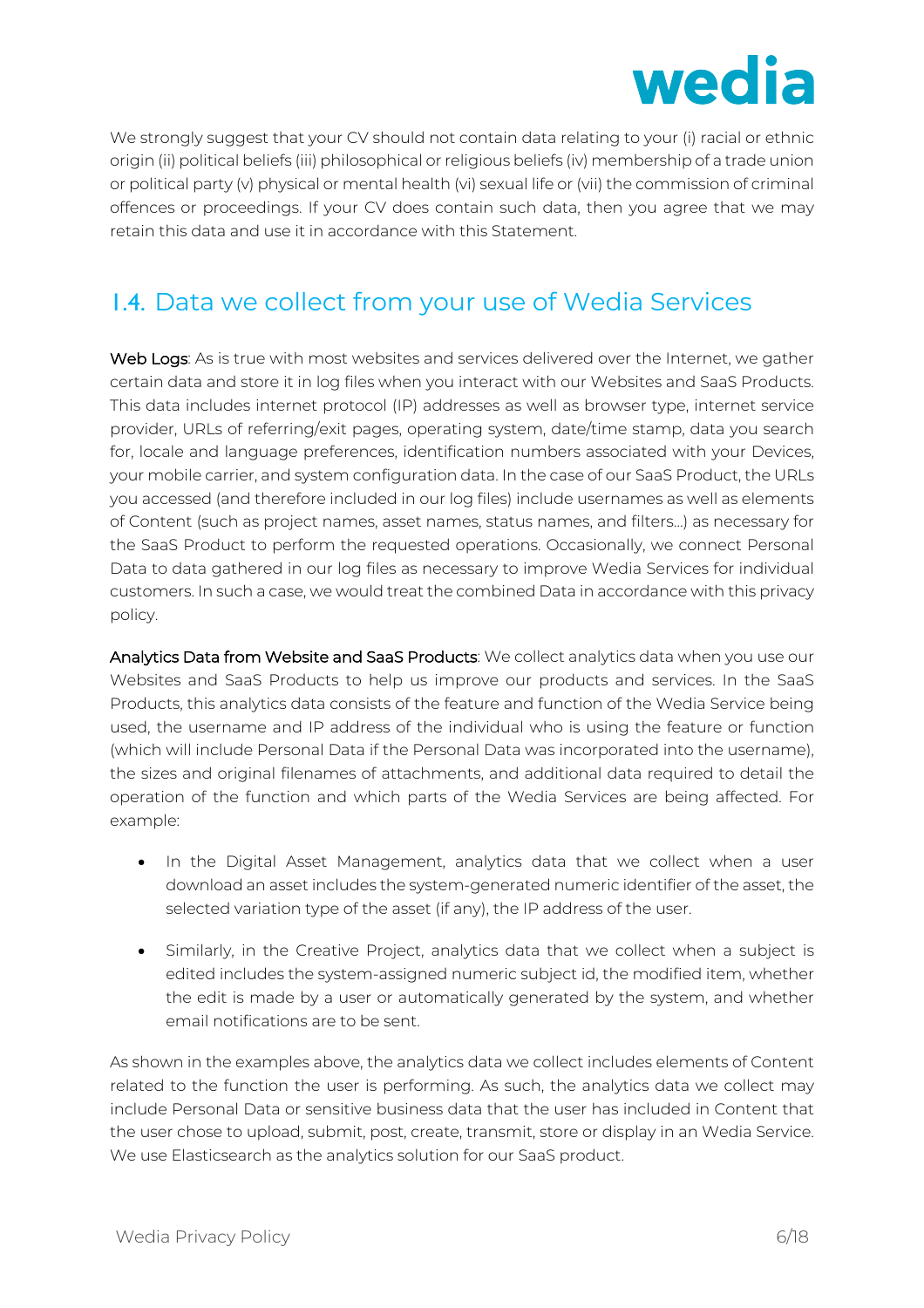We strongly suggest that your CV should not contain data relating to your (i) racial or ethnic origin (ii) political beliefs (iii) philosophical or religious beliefs (iv) membership of a trade union or political party (v) physical or mental health (vi) sexual life or (vii) the commission of criminal offences or proceedings. If your CV does contain such data, then you agree that we may retain this data and use it in accordance with this Statement.

## 1.4. Data we collect from your use of Wedia Services

**Web Logs**: As is true with most websites and services delivered over the Internet, we gather certain data and store it in log files when you interact with our Websites and SaaS Products. This data includes internet protocol (IP) addresses as well as browser type, internet service provider, URLs of referring/exit pages, operating system, date/time stamp, data you search for, locale and language preferences, identification numbers associated with your Devices, your mobile carrier, and system configuration data. In the case of our SaaS Product, the URLs you accessed (and therefore included in our log files) include usernames as well as elements of Content (such as project names, asset names, status names, and filters…) as necessary for the SaaS Product to perform the requested operations. Occasionally, we connect Personal Data to data gathered in our log files as necessary to improve Wedia Services for individual customers. In such a case, we would treat the combined Data in accordance with this privacy policy.

**Analytics Data from Website and SaaS Products**: We collect analytics data when you use our Websites and SaaS Products to help us improve our products and services. In the SaaS Products, this analytics data consists of the feature and function of the Wedia Service being used, the username and IP address of the individual who is using the feature or function (which will include Personal Data if the Personal Data was incorporated into the username), the sizes and original filenames of attachments, and additional data required to detail the operation of the function and which parts of the Wedia Services are being affected. For example:

- In the Digital Asset Management, analytics data that we collect when a user download an asset includes the system-generated numeric identifier of the asset, the selected variation type of the asset (if any), the IP address of the user.
- Similarly, in the Creative Project, analytics data that we collect when a subject is edited includes the system-assigned numeric subject id, the modified item, whether the edit is made by a user or automatically generated by the system, and whether email notifications are to be sent.

As shown in the examples above, the analytics data we collect includes elements of Content related to the function the user is performing. As such, the analytics data we collect may include Personal Data or sensitive business data that the user has included in Content that the user chose to upload, submit, post, create, transmit, store or display in an Wedia Service. We use Elasticsearch as the analytics solution for our SaaS product.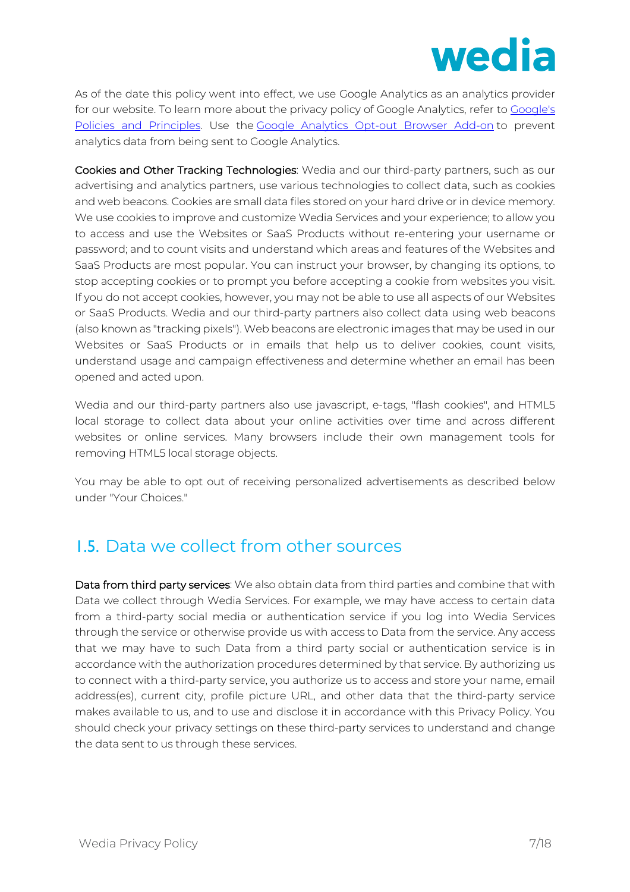As of the date this policy went into effect, we use Google Analytics as an analytics provider for our website. To learn more about the privacy policy of Google Analytics, refer to Google's Policies and Principles. Use the Google Analytics Opt-out Browser Add-on to prevent analytics data from being sent to Google Analytics.

**Cookies and Other Tracking Technologies**: Wedia and our third-party partners, such as our advertising and analytics partners, use various technologies to collect data, such as cookies and web beacons. Cookies are small data files stored on your hard drive or in device memory. We use cookies to improve and customize Wedia Services and your experience; to allow you to access and use the Websites or SaaS Products without re-entering your username or password; and to count visits and understand which areas and features of the Websites and SaaS Products are most popular. You can instruct your browser, by changing its options, to stop accepting cookies or to prompt you before accepting a cookie from websites you visit. If you do not accept cookies, however, you may not be able to use all aspects of our Websites or SaaS Products. Wedia and our third-party partners also collect data using web beacons (also known as "tracking pixels"). Web beacons are electronic images that may be used in our Websites or SaaS Products or in emails that help us to deliver cookies, count visits, understand usage and campaign effectiveness and determine whether an email has been opened and acted upon.

Wedia and our third-party partners also use javascript, e-tags, "flash cookies", and HTML5 local storage to collect data about your online activities over time and across different websites or online services. Many browsers include their own management tools for removing HTML5 local storage objects.

You may be able to opt out of receiving personalized advertisements as described below under "Your Choices."

## 1.5. Data we collect from other sources

**Data from third party services**: We also obtain data from third parties and combine that with Data we collect through Wedia Services. For example, we may have access to certain data from a third-party social media or authentication service if you log into Wedia Services through the service or otherwise provide us with access to Data from the service. Any access that we may have to such Data from a third party social or authentication service is in accordance with the authorization procedures determined by that service. By authorizing us to connect with a third-party service, you authorize us to access and store your name, email address(es), current city, profile picture URL, and other data that the third-party service makes available to us, and to use and disclose it in accordance with this Privacy Policy. You should check your privacy settings on these third-party services to understand and change the data sent to us through these services.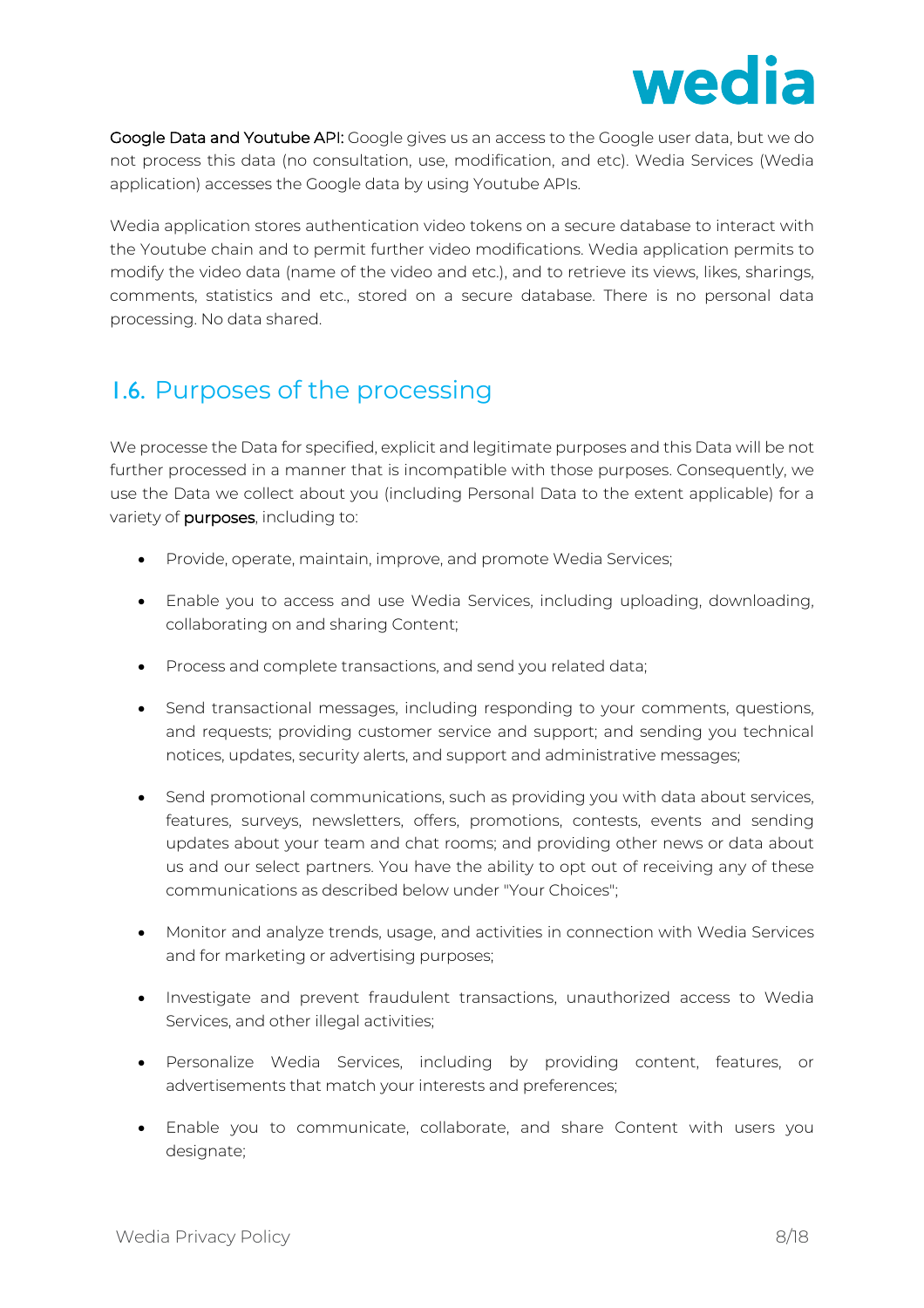**Google Data and Youtube API:** Google gives us an access to the Google user data, but we do not process this data (no consultation, use, modification, and etc). Wedia Services (Wedia application) accesses the Google data by using Youtube APIs.

Wedia application stores authentication video tokens on a secure database to interact with the Youtube chain and to permit further video modifications. Wedia application permits to modify the video data (name of the video and etc.), and to retrieve its views, likes, sharings, comments, statistics and etc., stored on a secure database. There is no personal data processing. No data shared.

## 1.6. Purposes of the processing

We processe the Data for specified, explicit and legitimate purposes and this Data will be not further processed in a manner that is incompatible with those purposes. Consequently, we use the Data we collect about you (including Personal Data to the extent applicable) for a variety of **purposes**, including to:

- Provide, operate, maintain, improve, and promote Wedia Services;
- Enable you to access and use Wedia Services, including uploading, downloading, collaborating on and sharing Content;
- Process and complete transactions, and send you related data;
- Send transactional messages, including responding to your comments, questions, and requests; providing customer service and support; and sending you technical notices, updates, security alerts, and support and administrative messages;
- Send promotional communications, such as providing you with data about services, features, surveys, newsletters, offers, promotions, contests, events and sending updates about your team and chat rooms; and providing other news or data about us and our select partners. You have the ability to opt out of receiving any of these communications as described below under "Your Choices";
- Monitor and analyze trends, usage, and activities in connection with Wedia Services and for marketing or advertising purposes;
- Investigate and prevent fraudulent transactions, unauthorized access to Wedia Services, and other illegal activities;
- Personalize Wedia Services, including by providing content, features, or advertisements that match your interests and preferences;
- Enable you to communicate, collaborate, and share Content with users you designate;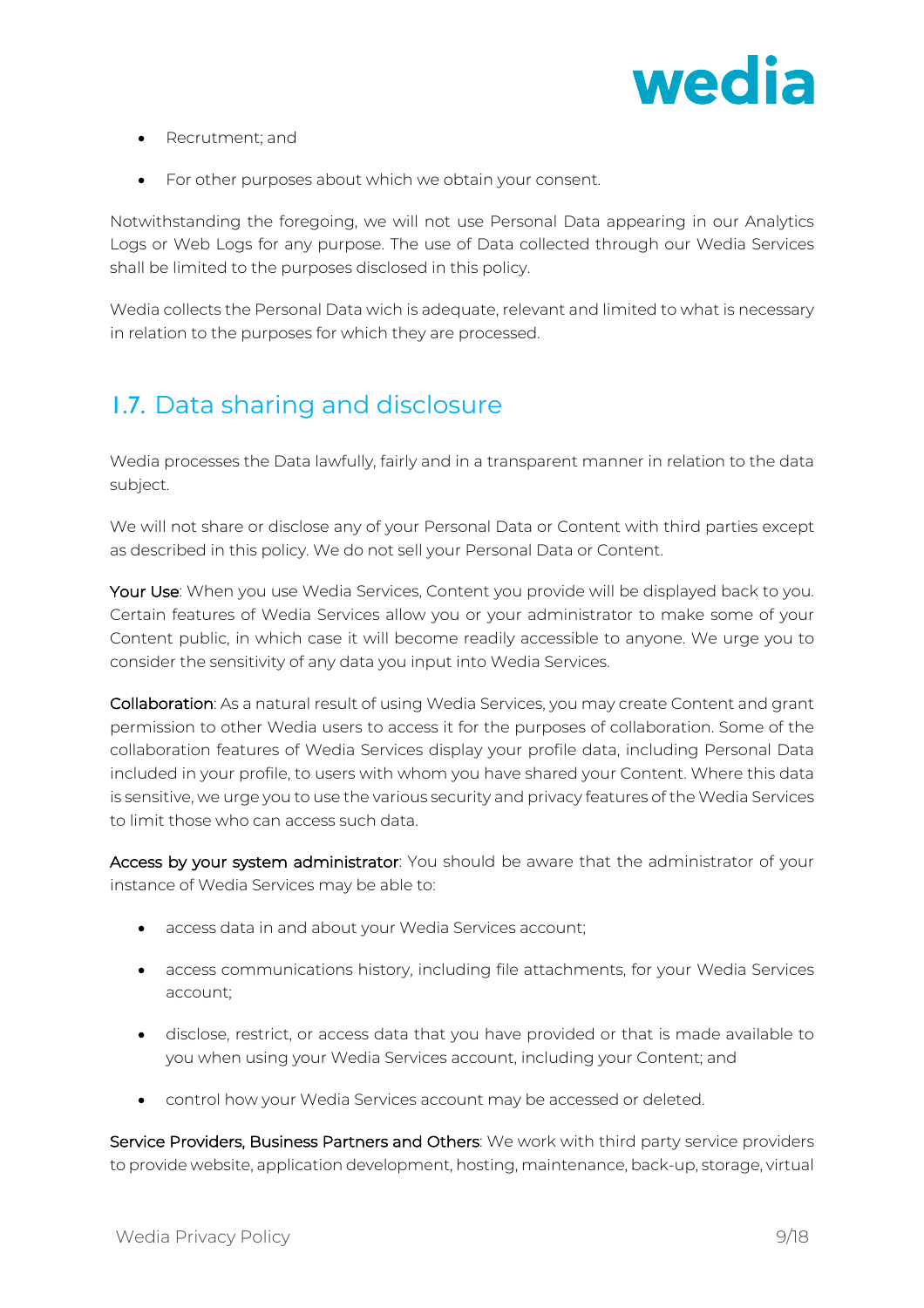- Recrutment; and
- For other purposes about which we obtain your consent.

Notwithstanding the foregoing, we will not use Personal Data appearing in our Analytics Logs or Web Logs for any purpose. The use of Data collected through our Wedia Services shall be limited to the purposes disclosed in this policy.

Wedia collects the Personal Data wich is adequate, relevant and limited to what is necessary in relation to the purposes for which they are processed.

## I.7. Data sharing and disclosure

Wedia processes the Data lawfully, fairly and in a transparent manner in relation to the data subject.

We will not share or disclose any of your Personal Data or Content with third parties except as described in this policy. We do not sell your Personal Data or Content.

Your Use: When you use Wedia Services, Content you provide will be displayed back to you. Certain features of Wedia Services allow you or your administrator to make some of your Content public, in which case it will become readily accessible to anyone. We urge you to consider the sensitivity of any data you input into Wedia Services.

Collaboration: As a natural result of using Wedia Services, you may create Content and grant permission to other Wedia users to access it for the purposes of collaboration. Some of the collaboration features of Wedia Services display your profile data, including Personal Data included in your profile, to users with whom you have shared your Content. Where this data is sensitive, we urge you to use the various security and privacy features of the Wedia Services to limit those who can access such data.

Access by your system administrator: You should be aware that the administrator of your instance of Wedia Services may be able to:

- access data in and about your Wedia Services account;
- access communications history, including file attachments, for your Wedia Services account;
- disclose, restrict, or access data that you have provided or that is made available to you when using your Wedia Services account, including your Content; and
- control how your Wedia Services account may be accessed or deleted.

Service Providers, Business Partners and Others: We work with third party service providers to provide website, application development, hosting, maintenance, back-up, storage, virtual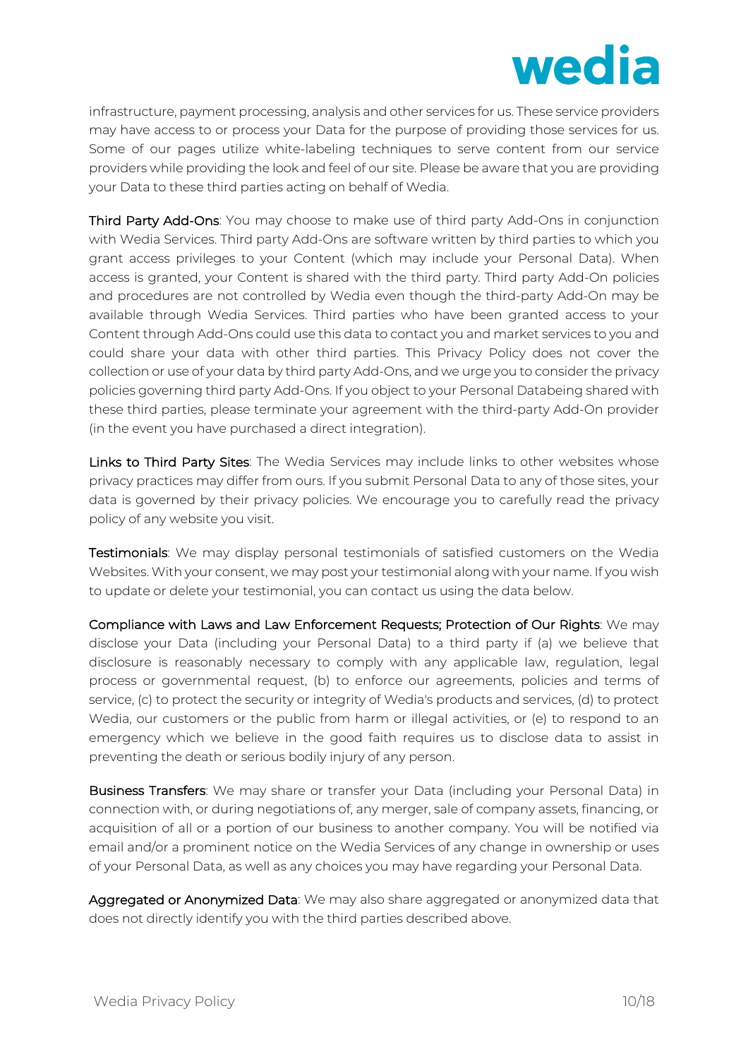infrastructure, payment processing, analysis and other services for us. These service providers may have access to or process your Data for the purpose of providing those services for us. Some of our pages utilize white-labeling techniques to serve content from our service providers while providing the look and feel of our site. Please be aware that you are providing your Data to these third parties acting on behalf of Wedia.

**Third Party Add-Ons**: You may choose to make use of third party Add-Ons in conjunction with Wedia Services. Third party Add-Ons are software written by third parties to which you grant access privileges to your Content (which may include your Personal Data). When access is granted, your Content is shared with the third party. Third party Add-On policies and procedures are not controlled by Wedia even though the third-party Add-On may be available through Wedia Services. Third parties who have been granted access to your Content through Add-Ons could use this data to contact you and market services to you and could share your data with other third parties. This Privacy Policy does not cover the collection or use of your data by third party Add-Ons, and we urge you to consider the privacy policies governing third party Add-Ons. If you object to your Personal Databeing shared with these third parties, please terminate your agreement with the third-party Add-On provider (in the event you have purchased a direct integration).

**Links to Third Party Sites**: The Wedia Services may include links to other websites whose privacy practices may differ from ours. If you submit Personal Data to any of those sites, your data is governed by their privacy policies. We encourage you to carefully read the privacy policy of any website you visit.

**Testimonials**: We may display personal testimonials of satisfied customers on the Wedia Websites. With your consent, we may post your testimonial along with your name. If you wish to update or delete your testimonial, you can contact us using the data below.

**Compliance with Laws and Law Enforcement Requests; Protection of Our Rights**: We may disclose your Data (including your Personal Data) to a third party if (a) we believe that disclosure is reasonably necessary to comply with any applicable law, regulation, legal process or governmental request, (b) to enforce our agreements, policies and terms of service, (c) to protect the security or integrity of Wedia's products and services, (d) to protect Wedia, our customers or the public from harm or illegal activities, or (e) to respond to an emergency which we believe in the good faith requires us to disclose data to assist in preventing the death or serious bodily injury of any person.

**Business Transfers**: We may share or transfer your Data (including your Personal Data) in connection with, or during negotiations of, any merger, sale of company assets, financing, or acquisition of all or a portion of our business to another company. You will be notified via email and/or a prominent notice on the Wedia Services of any change in ownership or uses of your Personal Data, as well as any choices you may have regarding your Personal Data.

**Aggregated or Anonymized Data**: We may also share aggregated or anonymized data that does not directly identify you with the third parties described above.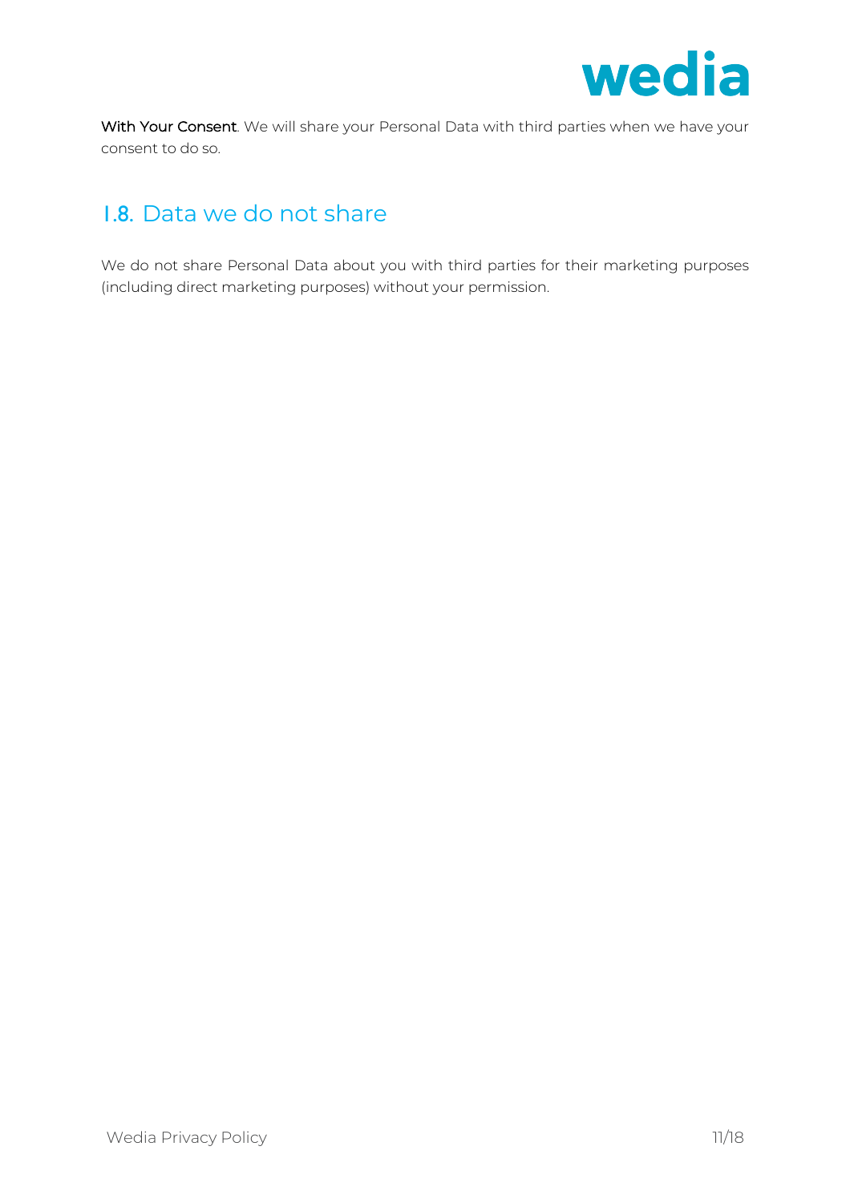**With Your Consent**. We will share your Personal Data with third parties when we have your consent to do so.

## 1.8. Data we do not share

We do not share Personal Data about you with third parties for their marketing purposes (including direct marketing purposes) without your permission.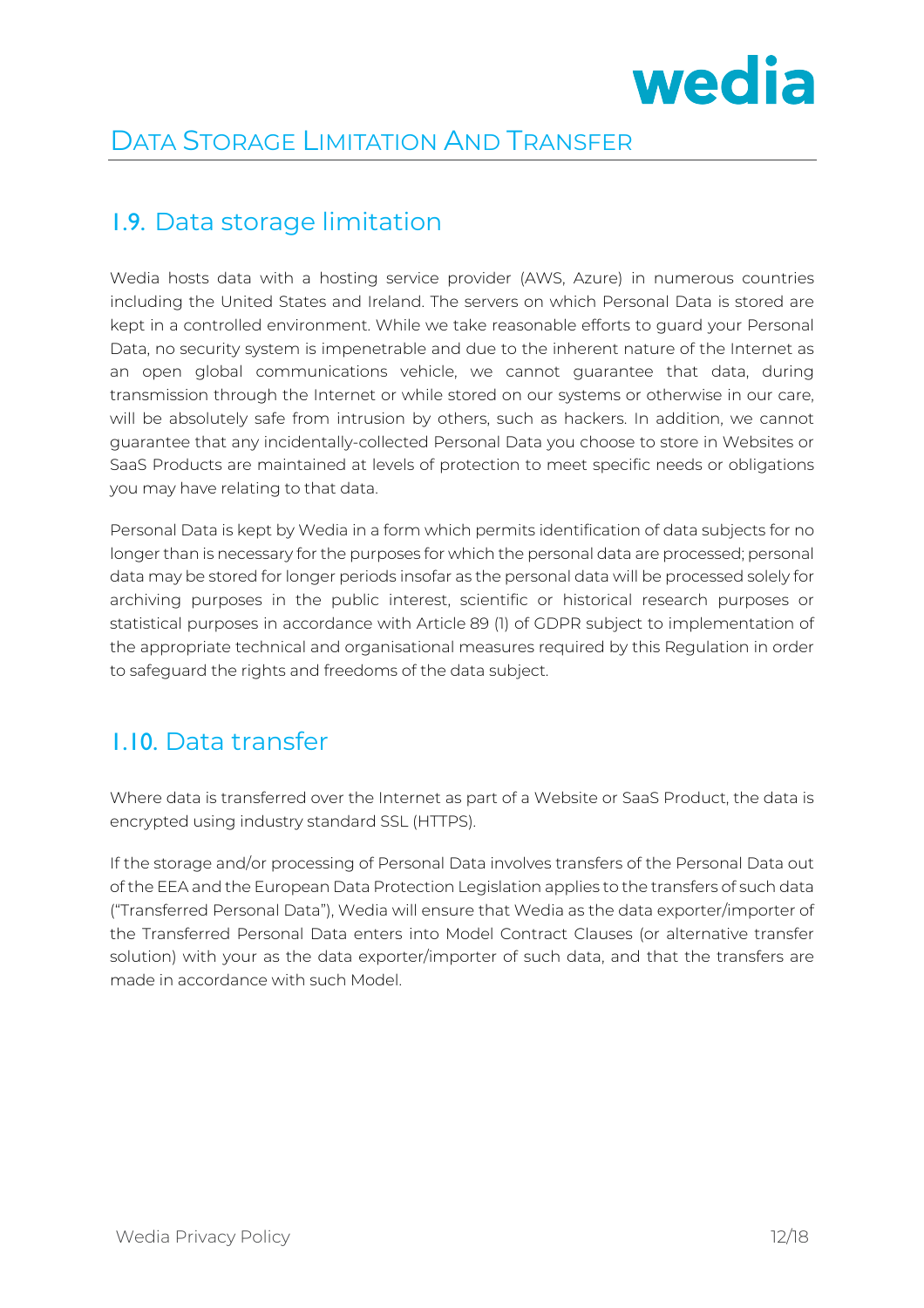# Data Storage Limitation And Transfer

## 1.9. Data storage limitation

Wedia hosts data with a hosting service provider (AWS, Azure) in numerous countries including the United States and Ireland. The servers on which Personal Data is stored are kept in a controlled environment. While we take reasonable efforts to guard your Personal Data, no security system is impenetrable and due to the inherent nature of the Internet as an open global communications vehicle, we cannot guarantee that data, during transmission through the Internet or while stored on our systems or otherwise in our care, will be absolutely safe from intrusion by others, such as hackers. In addition, we cannot guarantee that any incidentally-collected Personal Data you choose to store in Websites or SaaS Products are maintained at levels of protection to meet specific needs or obligations you may have relating to that data.

Personal Data is kept by Wedia in a form which permits identification of data subjects for no longer than is necessary for the purposes for which the personal data are processed; personal data may be stored for longer periods insofar as the personal data will be processed solely for archiving purposes in the public interest, scientific or historical research purposes or statistical purposes in accordance with Article 89 (1) of GDPR subject to implementation of the appropriate technical and organisational measures required by this Regulation in order to safeguard the rights and freedoms of the data subject.

## 1.10. Data transfer

Where data is transferred over the Internet as part of a Website or SaaS Product, the data is encrypted using industry standard SSL (HTTPS).

If the storage and/or processing of Personal Data involves transfers of the Personal Data out of the EEA and the European Data Protection Legislation applies to the transfers of such data ("Transferred Personal Data"), Wedia will ensure that Wedia as the data exporter/importer of the Transferred Personal Data enters into Model Contract Clauses (or alternative transfer solution) with your as the data exporter/importer of such data, and that the transfers are made in accordance with such Model.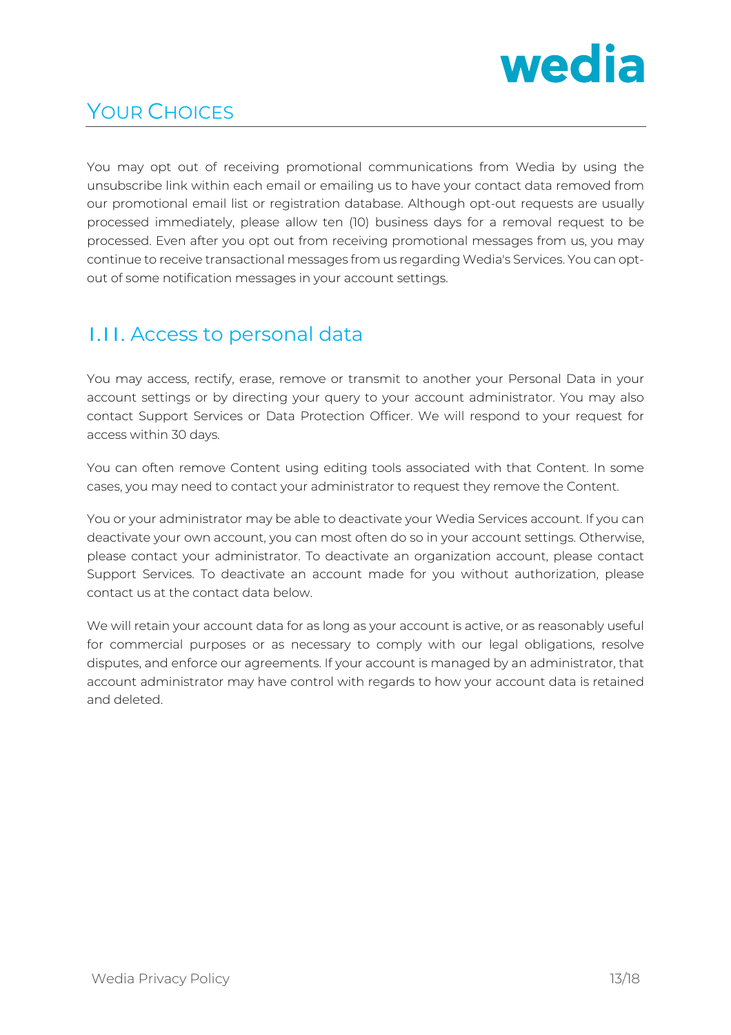## Your Choices

You may opt out of receiving promotional communications from Wedia by using the unsubscribe link within each email or emailing us to have your contact data removed from our promotional email list or registration database. Although opt-out requests are usually processed immediately, please allow ten (10) business days for a removal request to be processed. Even after you opt out from receiving promotional messages from us, you may continue to receive transactional messages from us regarding Wedia's Services. You can opt-out of some notification messages in your account settings.

### I.11. Access to personal data

You may access, rectify, erase, remove or transmit to another your Personal Data in your account settings or by directing your query to your account administrator. You may also contact Support Services or Data Protection Officer. We will respond to your request for access within 30 days.

You can often remove Content using editing tools associated with that Content. In some cases, you may need to contact your administrator to request they remove the Content.

You or your administrator may be able to deactivate your Wedia Services account. If you can deactivate your own account, you can most often do so in your account settings. Otherwise, please contact your administrator. To deactivate an organization account, please contact Support Services. To deactivate an account made for you without authorization, please contact us at the contact data below.

We will retain your account data for as long as your account is active, or as reasonably useful for commercial purposes or as necessary to comply with our legal obligations, resolve disputes, and enforce our agreements. If your account is managed by an administrator, that account administrator may have control with regards to how your account data is retained and deleted.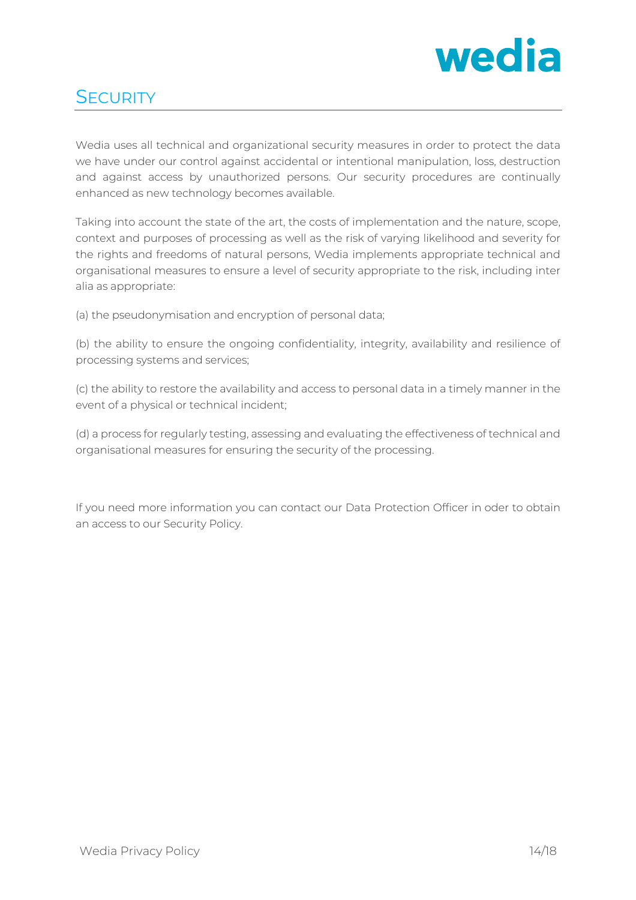# Security

Wedia uses all technical and organizational security measures in order to protect the data we have under our control against accidental or intentional manipulation, loss, destruction and against access by unauthorized persons. Our security procedures are continually enhanced as new technology becomes available.

Taking into account the state of the art, the costs of implementation and the nature, scope, context and purposes of processing as well as the risk of varying likelihood and severity for the rights and freedoms of natural persons, Wedia implements appropriate technical and organisational measures to ensure a level of security appropriate to the risk, including inter alia as appropriate:

(a) the pseudonymisation and encryption of personal data;

(b) the ability to ensure the ongoing confidentiality, integrity, availability and resilience of processing systems and services;

(c) the ability to restore the availability and access to personal data in a timely manner in the event of a physical or technical incident;

(d) a process for regularly testing, assessing and evaluating the effectiveness of technical and organisational measures for ensuring the security of the processing.

If you need more information you can contact our Data Protection Officer in oder to obtain an access to our Security Policy.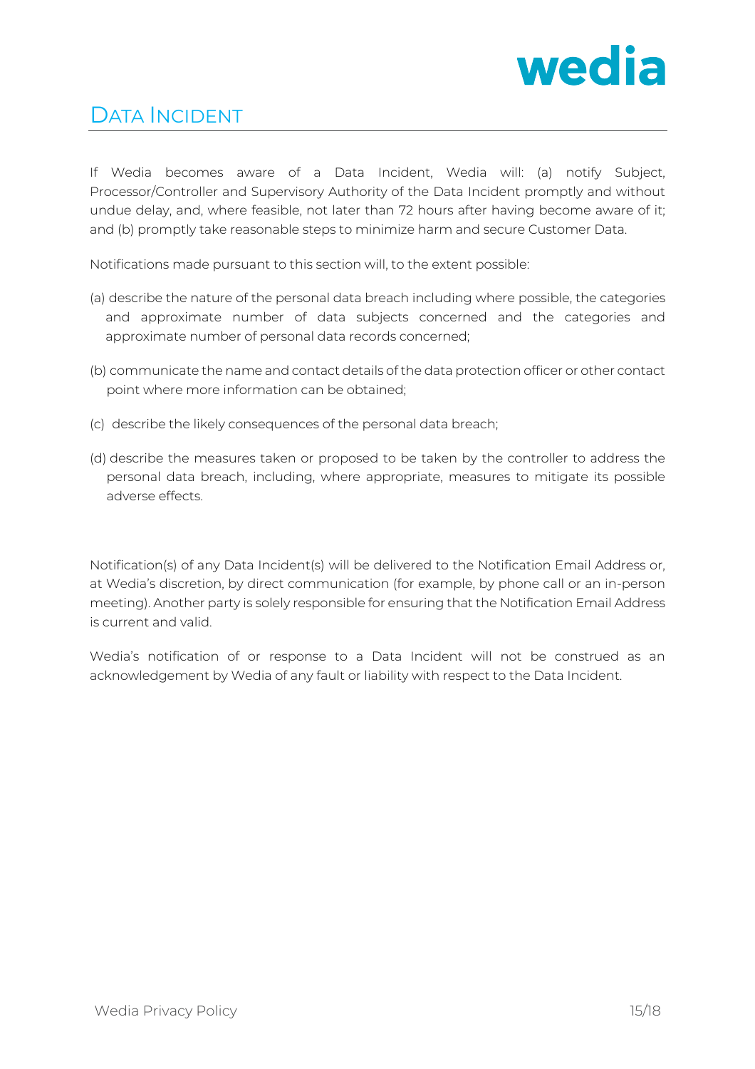# Data Incident

If Wedia becomes aware of a Data Incident, Wedia will: (a) notify Subject, Processor/Controller and Supervisory Authority of the Data Incident promptly and without undue delay, and, where feasible, not later than 72 hours after having become aware of it; and (b) promptly take reasonable steps to minimize harm and secure Customer Data.

Notifications made pursuant to this section will, to the extent possible:

(a) describe the nature of the personal data breach including where possible, the categories and approximate number of data subjects concerned and the categories and approximate number of personal data records concerned;

(b) communicate the name and contact details of the data protection officer or other contact point where more information can be obtained;

(c) describe the likely consequences of the personal data breach;

(d) describe the measures taken or proposed to be taken by the controller to address the personal data breach, including, where appropriate, measures to mitigate its possible adverse effects.

Notification(s) of any Data Incident(s) will be delivered to the Notification Email Address or, at Wedia's discretion, by direct communication (for example, by phone call or an in-person meeting). Another party is solely responsible for ensuring that the Notification Email Address is current and valid.

Wedia's notification of or response to a Data Incident will not be construed as an acknowledgement by Wedia of any fault or liability with respect to the Data Incident.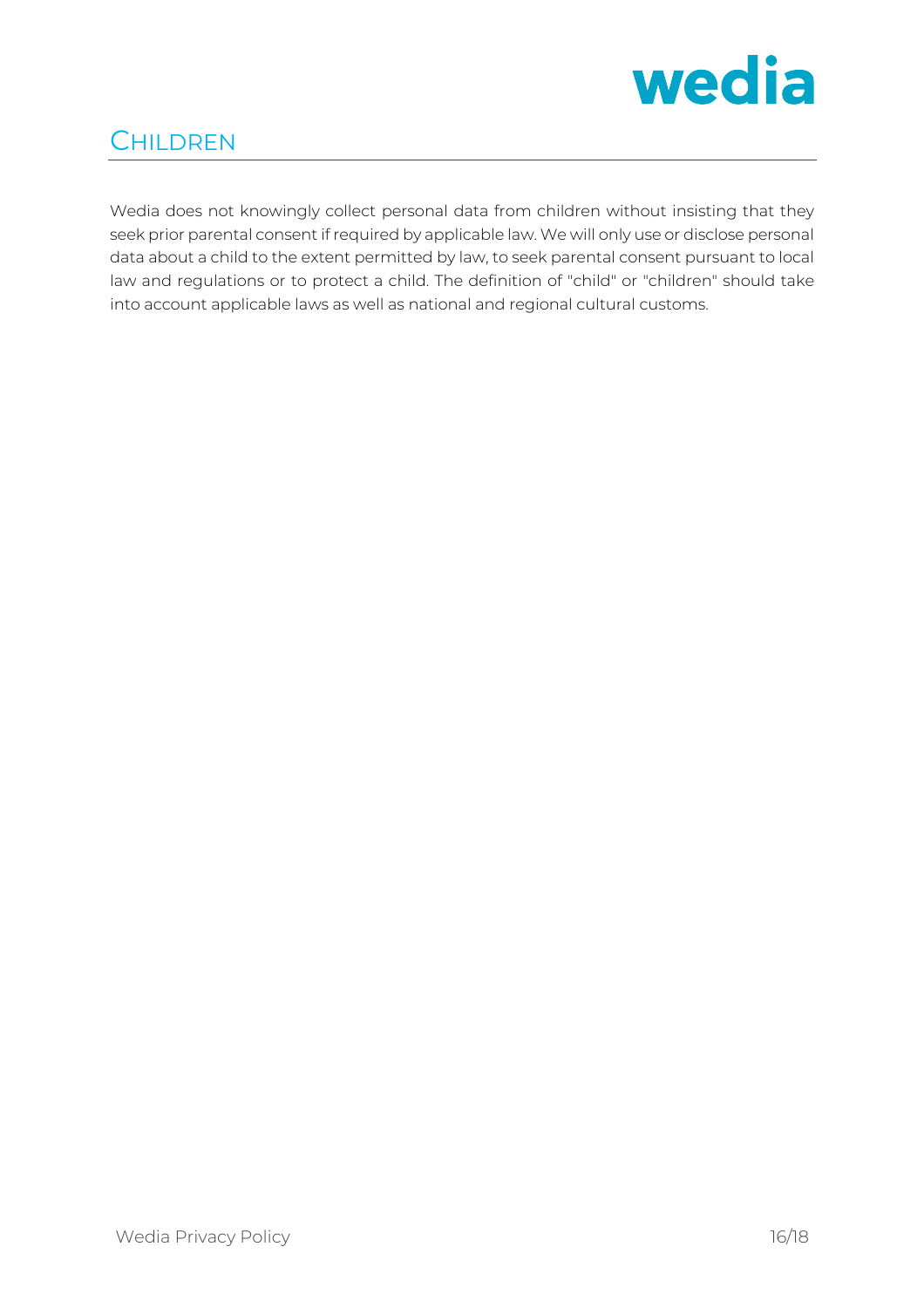## Children

Wedia does not knowingly collect personal data from children without insisting that they seek prior parental consent if required by applicable law. We will only use or disclose personal data about a child to the extent permitted by law, to seek parental consent pursuant to local law and regulations or to protect a child. The definition of "child" or "children" should take into account applicable laws as well as national and regional cultural customs.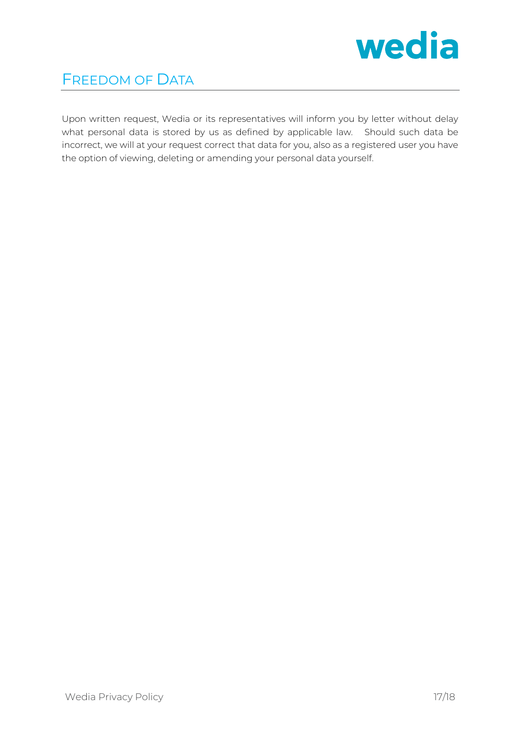# Freedom of Data

Upon written request, Wedia or its representatives will inform you by letter without delay what personal data is stored by us as defined by applicable law. Should such data be incorrect, we will at your request correct that data for you, also as a registered user you have the option of viewing, deleting or amending your personal data yourself.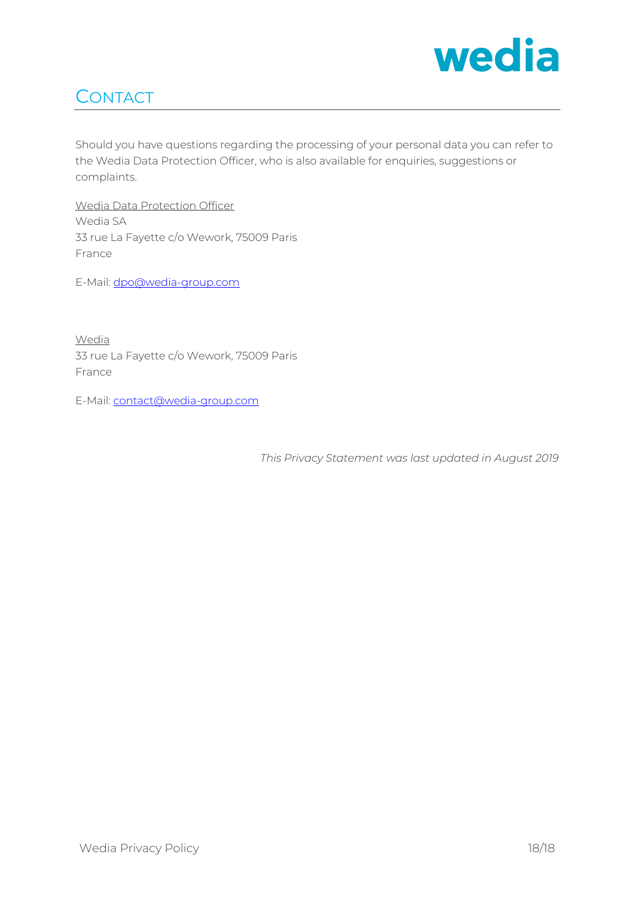## Contact

Should you have questions regarding the processing of your personal data you can refer to the Wedia Data Protection Officer, who is also available for enquiries, suggestions or complaints.

Wedia Data Protection Officer
Wedia SA
33 rue La Fayette c/o Wework, 75009 Paris
France

E-Mail: dpo@wedia-group.com

Wedia
33 rue La Fayette c/o Wework, 75009 Paris
France

E-Mail: contact@wedia-group.com

*This Privacy Statement was last updated in August 2019*